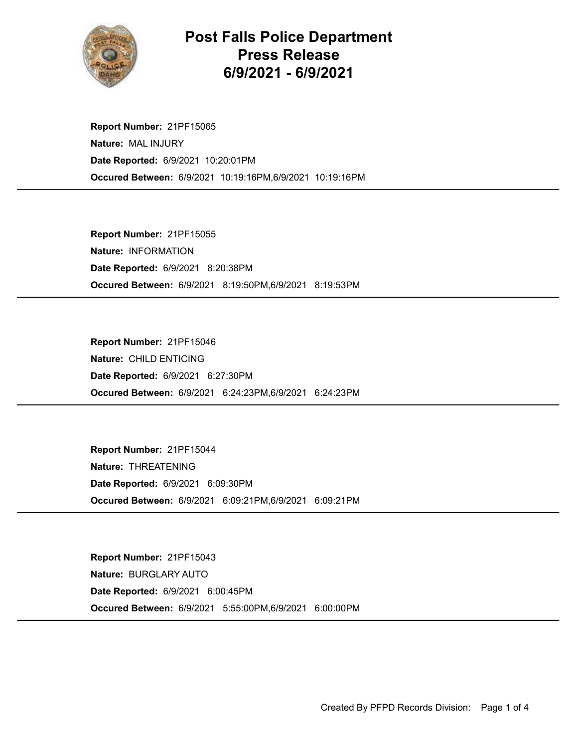# Post Falls Police Department
# Press Release
# 6/9/2021 - 6/9/2021

**Report Number:** 21PF15065
**Nature:** MAL INJURY
**Date Reported:** 6/9/2021 10:20:01PM
**Occured Between:** 6/9/2021 10:19:16PM,6/9/2021 10:19:16PM

---

**Report Number:** 21PF15055
**Nature:** INFORMATION
**Date Reported:** 6/9/2021 8:20:38PM
**Occured Between:** 6/9/2021 8:19:50PM,6/9/2021 8:19:53PM

---

**Report Number:** 21PF15046
**Nature:** CHILD ENTICING
**Date Reported:** 6/9/2021 6:27:30PM
**Occured Between:** 6/9/2021 6:24:23PM,6/9/2021 6:24:23PM

---

**Report Number:** 21PF15044
**Nature:** THREATENING
**Date Reported:** 6/9/2021 6:09:30PM
**Occured Between:** 6/9/2021 6:09:21PM,6/9/2021 6:09:21PM

---

**Report Number:** 21PF15043
**Nature:** BURGLARY AUTO
**Date Reported:** 6/9/2021 6:00:45PM
**Occured Between:** 6/9/2021 5:55:00PM,6/9/2021 6:00:00PM

---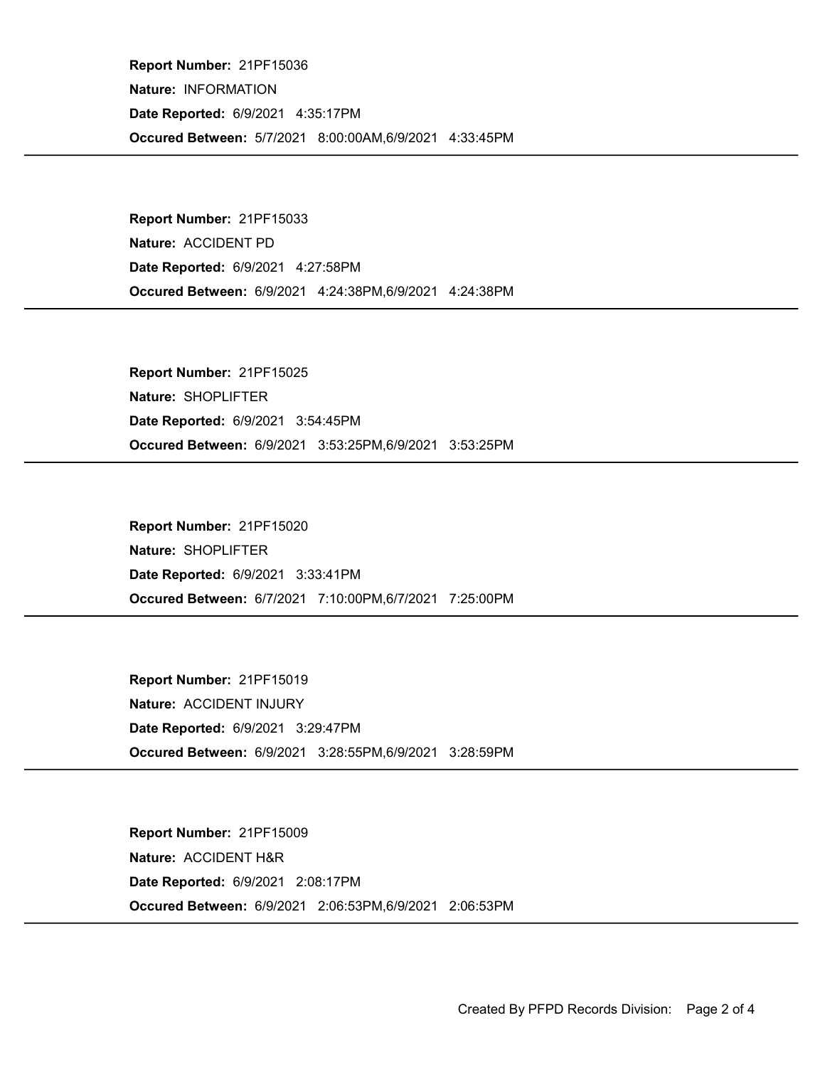**Report Number:** 21PF15036

**Nature:** INFORMATION

**Date Reported:** 6/9/2021 4:35:17PM

**Occured Between:** 5/7/2021 8:00:00AM,6/9/2021 4:33:45PM

---

**Report Number:** 21PF15033

**Nature:** ACCIDENT PD

**Date Reported:** 6/9/2021 4:27:58PM

**Occured Between:** 6/9/2021 4:24:38PM,6/9/2021 4:24:38PM

---

**Report Number:** 21PF15025

**Nature:** SHOPLIFTER

**Date Reported:** 6/9/2021 3:54:45PM

**Occured Between:** 6/9/2021 3:53:25PM,6/9/2021 3:53:25PM

---

**Report Number:** 21PF15020

**Nature:** SHOPLIFTER

**Date Reported:** 6/9/2021 3:33:41PM

**Occured Between:** 6/7/2021 7:10:00PM,6/7/2021 7:25:00PM

---

**Report Number:** 21PF15019

**Nature:** ACCIDENT INJURY

**Date Reported:** 6/9/2021 3:29:47PM

**Occured Between:** 6/9/2021 3:28:55PM,6/9/2021 3:28:59PM

---

**Report Number:** 21PF15009

**Nature:** ACCIDENT H&R

**Date Reported:** 6/9/2021 2:08:17PM

**Occured Between:** 6/9/2021 2:06:53PM,6/9/2021 2:06:53PM

---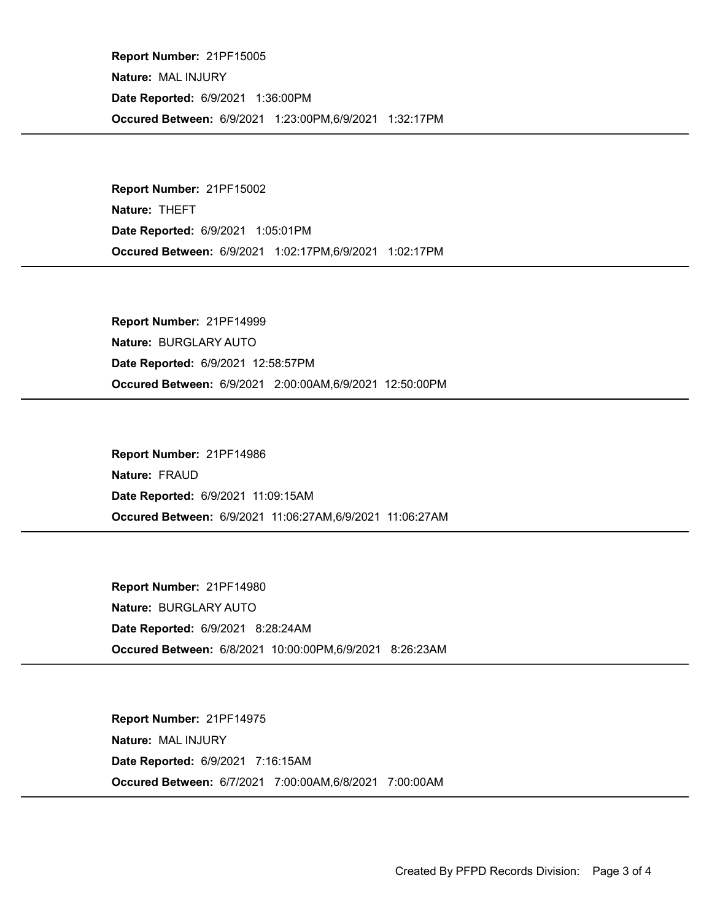**Report Number:** 21PF15005
**Nature:** MAL INJURY
**Date Reported:** 6/9/2021 1:36:00PM
**Occured Between:** 6/9/2021 1:23:00PM,6/9/2021 1:32:17PM

---

**Report Number:** 21PF15002
**Nature:** THEFT
**Date Reported:** 6/9/2021 1:05:01PM
**Occured Between:** 6/9/2021 1:02:17PM,6/9/2021 1:02:17PM

---

**Report Number:** 21PF14999
**Nature:** BURGLARY AUTO
**Date Reported:** 6/9/2021 12:58:57PM
**Occured Between:** 6/9/2021 2:00:00AM,6/9/2021 12:50:00PM

---

**Report Number:** 21PF14986
**Nature:** FRAUD
**Date Reported:** 6/9/2021 11:09:15AM
**Occured Between:** 6/9/2021 11:06:27AM,6/9/2021 11:06:27AM

---

**Report Number:** 21PF14980
**Nature:** BURGLARY AUTO
**Date Reported:** 6/9/2021 8:28:24AM
**Occured Between:** 6/8/2021 10:00:00PM,6/9/2021 8:26:23AM

---

**Report Number:** 21PF14975
**Nature:** MAL INJURY
**Date Reported:** 6/9/2021 7:16:15AM
**Occured Between:** 6/7/2021 7:00:00AM,6/8/2021 7:00:00AM

---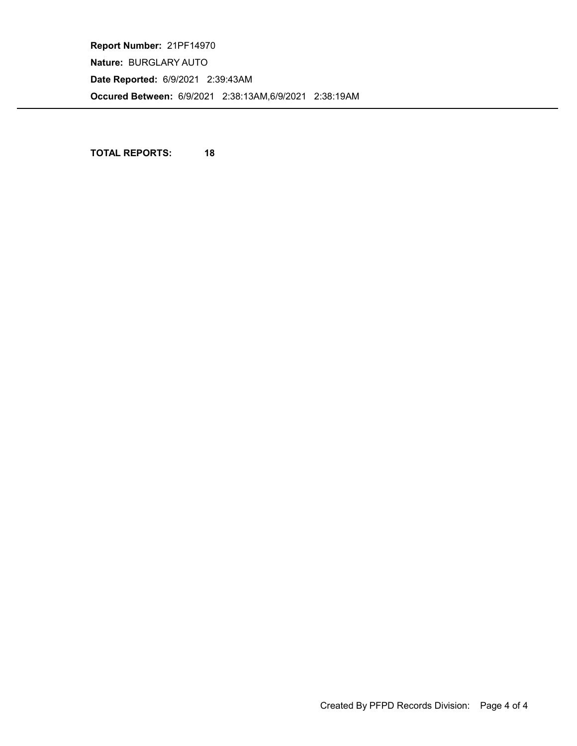**Report Number:** 21PF14970

**Nature:** BURGLARY AUTO

**Date Reported:** 6/9/2021 2:39:43AM

**Occured Between:** 6/9/2021 2:38:13AM,6/9/2021 2:38:19AM

---

**TOTAL REPORTS: 18**